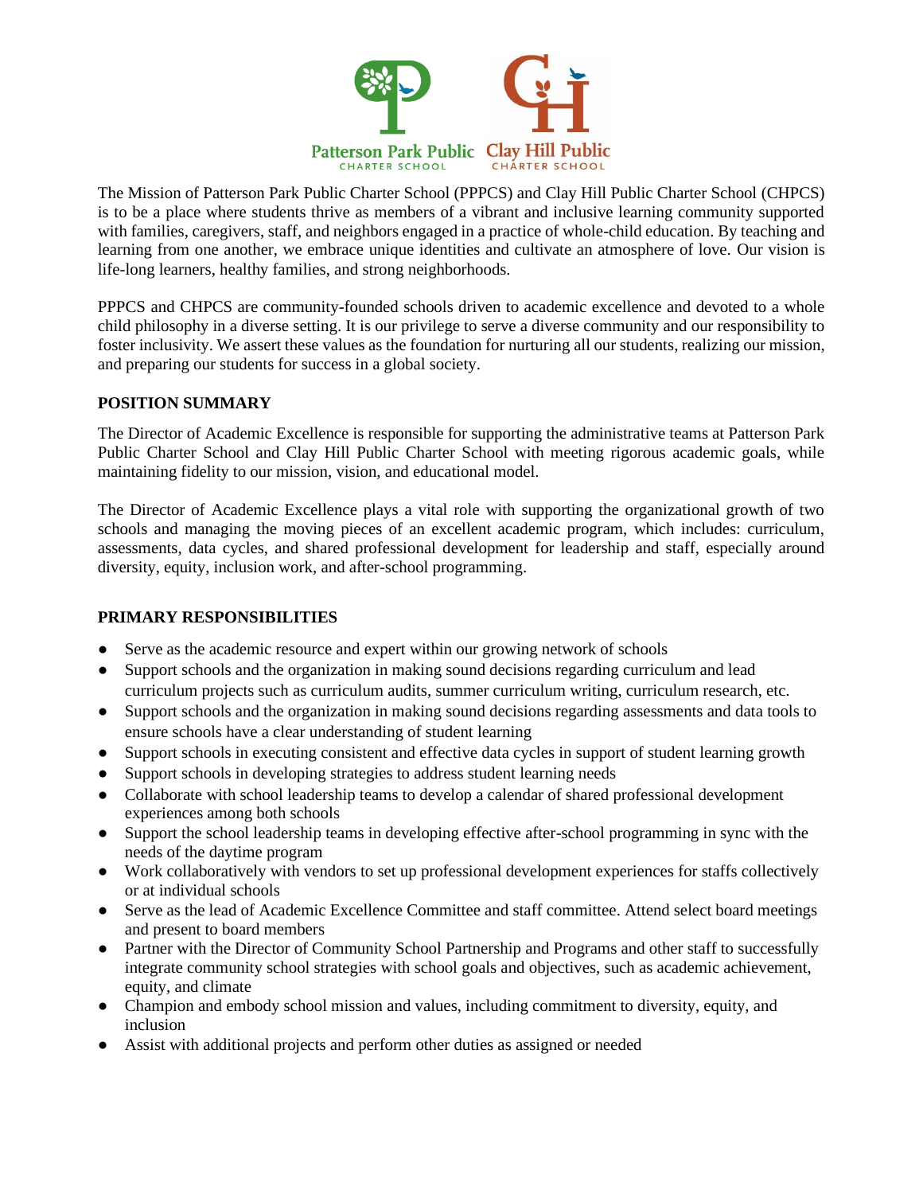Patterson Park Public CHARTER SCHOOL Clay Hill Public CHARTER SCHOOL

The Mission of Patterson Park Public Charter School (PPPCS) and Clay Hill Public Charter School (CHPCS) is to be a place where students thrive as members of a vibrant and inclusive learning community supported with families, caregivers, staff, and neighbors engaged in a practice of whole-child education. By teaching and learning from one another, we embrace unique identities and cultivate an atmosphere of love. Our vision is life-long learners, healthy families, and strong neighborhoods.

PPPCS and CHPCS are community-founded schools driven to academic excellence and devoted to a whole child philosophy in a diverse setting. It is our privilege to serve a diverse community and our responsibility to foster inclusivity. We assert these values as the foundation for nurturing all our students, realizing our mission, and preparing our students for success in a global society.

**POSITION SUMMARY**

The Director of Academic Excellence is responsible for supporting the administrative teams at Patterson Park Public Charter School and Clay Hill Public Charter School with meeting rigorous academic goals, while maintaining fidelity to our mission, vision, and educational model.

The Director of Academic Excellence plays a vital role with supporting the organizational growth of two schools and managing the moving pieces of an excellent academic program, which includes: curriculum, assessments, data cycles, and shared professional development for leadership and staff, especially around diversity, equity, inclusion work, and after-school programming.

**PRIMARY RESPONSIBILITIES**

- Serve as the academic resource and expert within our growing network of schools
- Support schools and the organization in making sound decisions regarding curriculum and lead curriculum projects such as curriculum audits, summer curriculum writing, curriculum research, etc.
- Support schools and the organization in making sound decisions regarding assessments and data tools to ensure schools have a clear understanding of student learning
- Support schools in executing consistent and effective data cycles in support of student learning growth
- Support schools in developing strategies to address student learning needs
- Collaborate with school leadership teams to develop a calendar of shared professional development experiences among both schools
- Support the school leadership teams in developing effective after-school programming in sync with the needs of the daytime program
- Work collaboratively with vendors to set up professional development experiences for staffs collectively or at individual schools
- Serve as the lead of Academic Excellence Committee and staff committee. Attend select board meetings and present to board members
- Partner with the Director of Community School Partnership and Programs and other staff to successfully integrate community school strategies with school goals and objectives, such as academic achievement, equity, and climate
- Champion and embody school mission and values, including commitment to diversity, equity, and inclusion
- Assist with additional projects and perform other duties as assigned or needed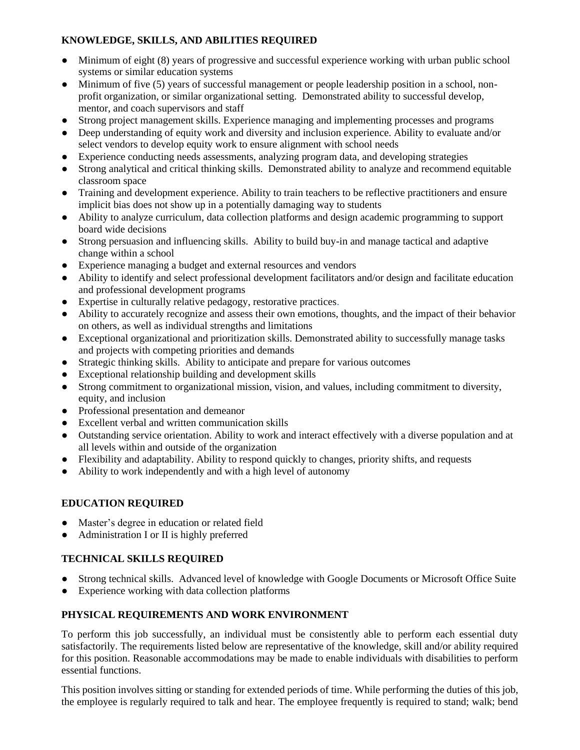**KNOWLEDGE, SKILLS, AND ABILITIES REQUIRED**

- Minimum of eight (8) years of progressive and successful experience working with urban public school systems or similar education systems
- Minimum of five (5) years of successful management or people leadership position in a school, non-profit organization, or similar organizational setting. Demonstrated ability to successful develop, mentor, and coach supervisors and staff
- Strong project management skills. Experience managing and implementing processes and programs
- Deep understanding of equity work and diversity and inclusion experience. Ability to evaluate and/or select vendors to develop equity work to ensure alignment with school needs
- Experience conducting needs assessments, analyzing program data, and developing strategies
- Strong analytical and critical thinking skills. Demonstrated ability to analyze and recommend equitable classroom space
- Training and development experience. Ability to train teachers to be reflective practitioners and ensure implicit bias does not show up in a potentially damaging way to students
- Ability to analyze curriculum, data collection platforms and design academic programming to support board wide decisions
- Strong persuasion and influencing skills. Ability to build buy-in and manage tactical and adaptive change within a school
- Experience managing a budget and external resources and vendors
- Ability to identify and select professional development facilitators and/or design and facilitate education and professional development programs
- Expertise in culturally relative pedagogy, restorative practices.
- Ability to accurately recognize and assess their own emotions, thoughts, and the impact of their behavior on others, as well as individual strengths and limitations
- Exceptional organizational and prioritization skills. Demonstrated ability to successfully manage tasks and projects with competing priorities and demands
- Strategic thinking skills. Ability to anticipate and prepare for various outcomes
- Exceptional relationship building and development skills
- Strong commitment to organizational mission, vision, and values, including commitment to diversity, equity, and inclusion
- Professional presentation and demeanor
- Excellent verbal and written communication skills
- Outstanding service orientation. Ability to work and interact effectively with a diverse population and at all levels within and outside of the organization
- Flexibility and adaptability. Ability to respond quickly to changes, priority shifts, and requests
- Ability to work independently and with a high level of autonomy

**EDUCATION REQUIRED**

- Master's degree in education or related field
- Administration I or II is highly preferred

**TECHNICAL SKILLS REQUIRED**

- Strong technical skills. Advanced level of knowledge with Google Documents or Microsoft Office Suite
- Experience working with data collection platforms

**PHYSICAL REQUIREMENTS AND WORK ENVIRONMENT**

To perform this job successfully, an individual must be consistently able to perform each essential duty satisfactorily. The requirements listed below are representative of the knowledge, skill and/or ability required for this position. Reasonable accommodations may be made to enable individuals with disabilities to perform essential functions.

This position involves sitting or standing for extended periods of time. While performing the duties of this job, the employee is regularly required to talk and hear. The employee frequently is required to stand; walk; bend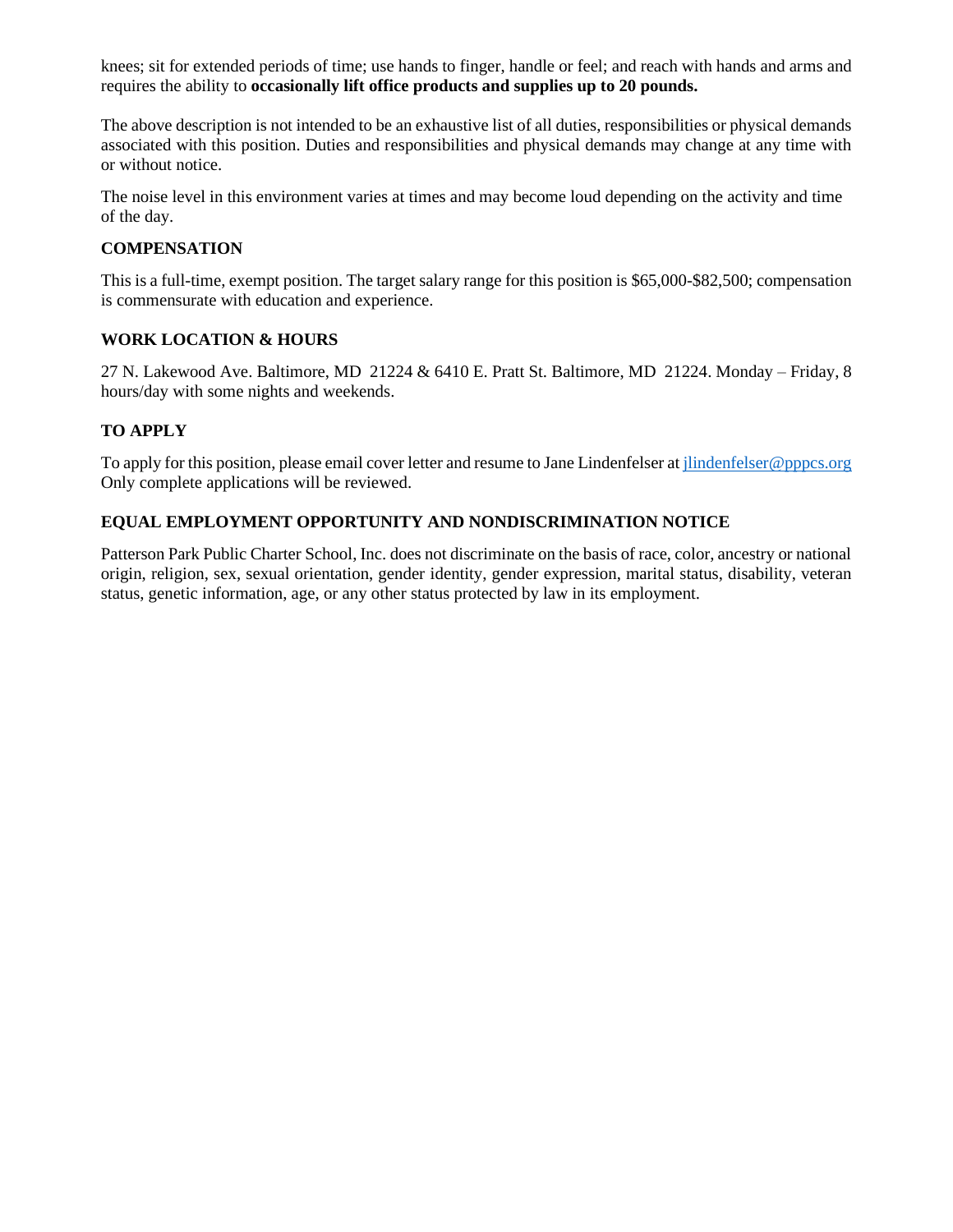knees; sit for extended periods of time; use hands to finger, handle or feel; and reach with hands and arms and requires the ability to **occasionally lift office products and supplies up to 20 pounds.**

The above description is not intended to be an exhaustive list of all duties, responsibilities or physical demands associated with this position. Duties and responsibilities and physical demands may change at any time with or without notice.

The noise level in this environment varies at times and may become loud depending on the activity and time of the day.

### COMPENSATION

This is a full-time, exempt position. The target salary range for this position is $65,000-$82,500; compensation is commensurate with education and experience.

### WORK LOCATION & HOURS

27 N. Lakewood Ave. Baltimore, MD 21224 & 6410 E. Pratt St. Baltimore, MD 21224. Monday – Friday, 8 hours/day with some nights and weekends.

### TO APPLY

To apply for this position, please email cover letter and resume to Jane Lindenfelser at jlindenfelser@pppcs.org Only complete applications will be reviewed.

### EQUAL EMPLOYMENT OPPORTUNITY AND NONDISCRIMINATION NOTICE

Patterson Park Public Charter School, Inc. does not discriminate on the basis of race, color, ancestry or national origin, religion, sex, sexual orientation, gender identity, gender expression, marital status, disability, veteran status, genetic information, age, or any other status protected by law in its employment.